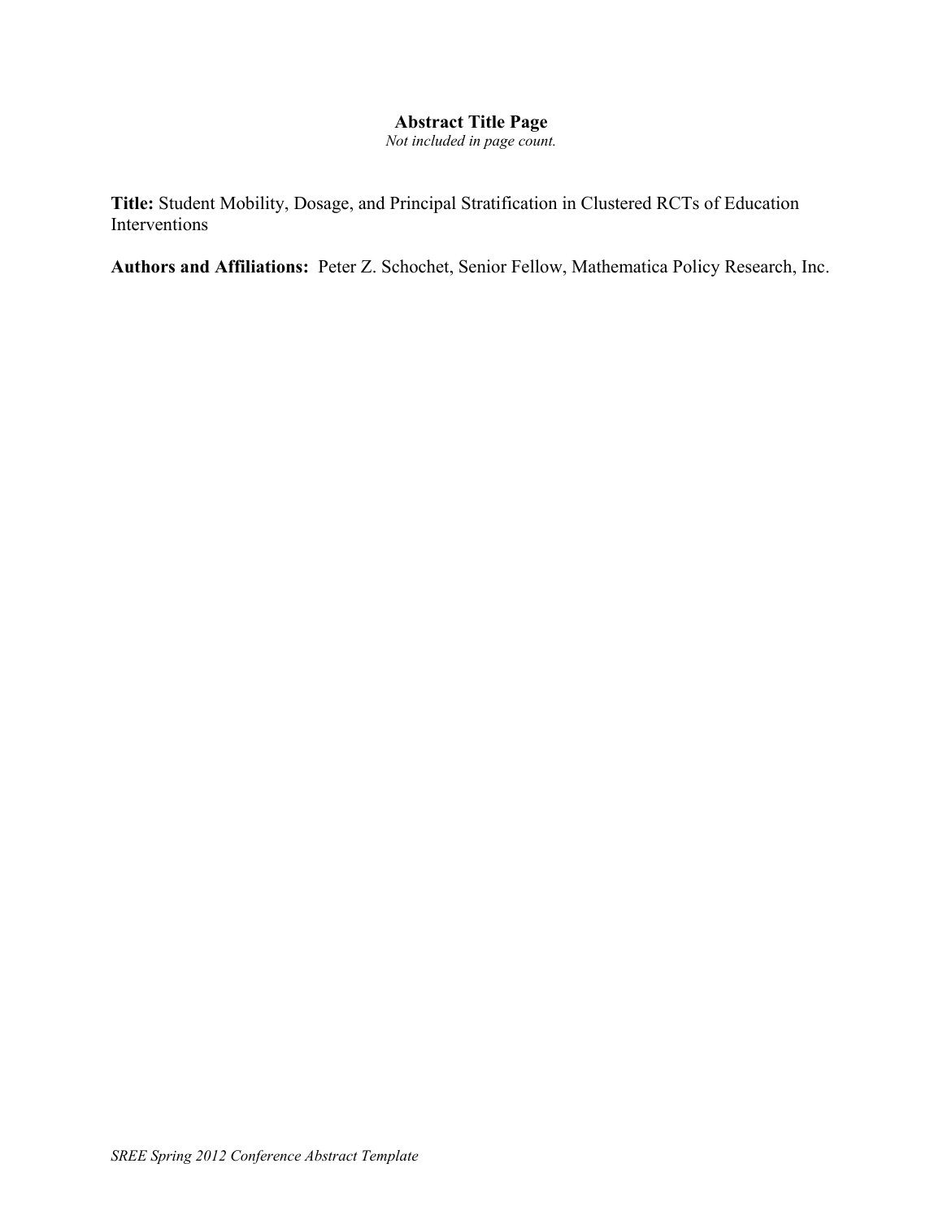# Abstract Title Page

*Not included in page count.*

**Title:** Student Mobility, Dosage, and Principal Stratification in Clustered RCTs of Education Interventions

**Authors and Affiliations:** Peter Z. Schochet, Senior Fellow, Mathematica Policy Research, Inc.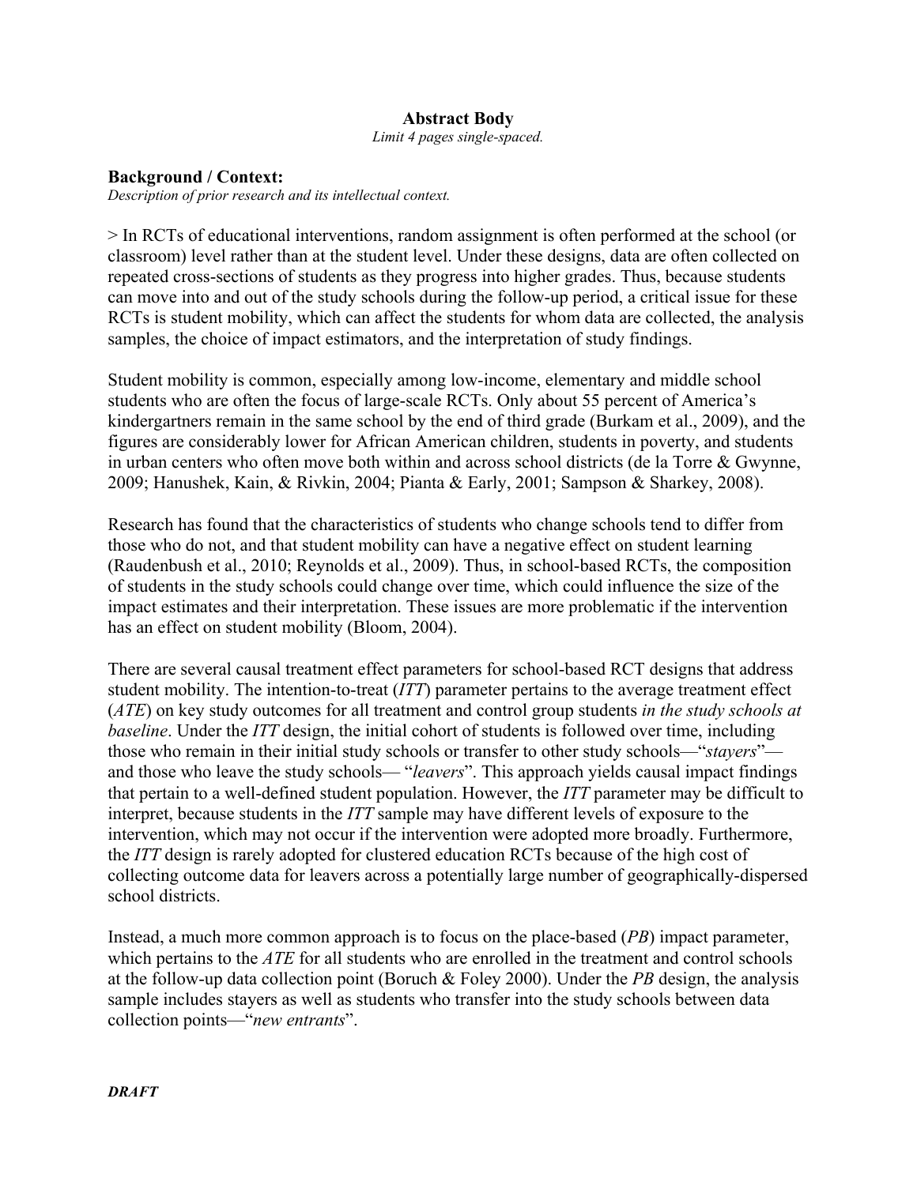**Abstract Body**

*Limit 4 pages single-spaced.*

## Background / Context:

*Description of prior research and its intellectual context.*

> In RCTs of educational interventions, random assignment is often performed at the school (or classroom) level rather than at the student level. Under these designs, data are often collected on repeated cross-sections of students as they progress into higher grades. Thus, because students can move into and out of the study schools during the follow-up period, a critical issue for these RCTs is student mobility, which can affect the students for whom data are collected, the analysis samples, the choice of impact estimators, and the interpretation of study findings.

Student mobility is common, especially among low-income, elementary and middle school students who are often the focus of large-scale RCTs. Only about 55 percent of America's kindergartners remain in the same school by the end of third grade (Burkam et al., 2009), and the figures are considerably lower for African American children, students in poverty, and students in urban centers who often move both within and across school districts (de la Torre & Gwynne, 2009; Hanushek, Kain, & Rivkin, 2004; Pianta & Early, 2001; Sampson & Sharkey, 2008).

Research has found that the characteristics of students who change schools tend to differ from those who do not, and that student mobility can have a negative effect on student learning (Raudenbush et al., 2010; Reynolds et al., 2009). Thus, in school-based RCTs, the composition of students in the study schools could change over time, which could influence the size of the impact estimates and their interpretation. These issues are more problematic if the intervention has an effect on student mobility (Bloom, 2004).

There are several causal treatment effect parameters for school-based RCT designs that address student mobility. The intention-to-treat (*ITT*) parameter pertains to the average treatment effect (*ATE*) on key study outcomes for all treatment and control group students *in the study schools at baseline*. Under the *ITT* design, the initial cohort of students is followed over time, including those who remain in their initial study schools or transfer to other study schools—"*stayers*"—and those who leave the study schools— "*leavers*". This approach yields causal impact findings that pertain to a well-defined student population. However, the *ITT* parameter may be difficult to interpret, because students in the *ITT* sample may have different levels of exposure to the intervention, which may not occur if the intervention were adopted more broadly. Furthermore, the *ITT* design is rarely adopted for clustered education RCTs because of the high cost of collecting outcome data for leavers across a potentially large number of geographically-dispersed school districts.

Instead, a much more common approach is to focus on the place-based (*PB*) impact parameter, which pertains to the *ATE* for all students who are enrolled in the treatment and control schools at the follow-up data collection point (Boruch & Foley 2000). Under the *PB* design, the analysis sample includes stayers as well as students who transfer into the study schools between data collection points—"*new entrants*".

***DRAFT***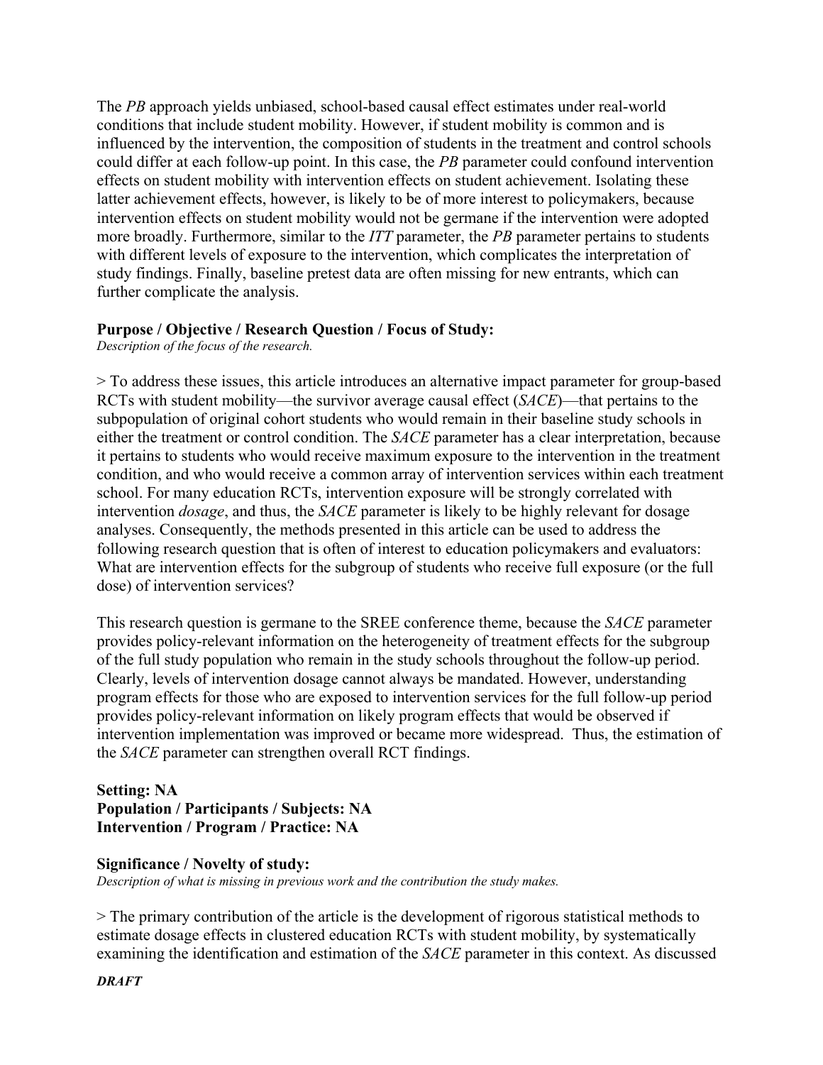The *PB* approach yields unbiased, school-based causal effect estimates under real-world conditions that include student mobility. However, if student mobility is common and is influenced by the intervention, the composition of students in the treatment and control schools could differ at each follow-up point. In this case, the *PB* parameter could confound intervention effects on student mobility with intervention effects on student achievement. Isolating these latter achievement effects, however, is likely to be of more interest to policymakers, because intervention effects on student mobility would not be germane if the intervention were adopted more broadly. Furthermore, similar to the *ITT* parameter, the *PB* parameter pertains to students with different levels of exposure to the intervention, which complicates the interpretation of study findings. Finally, baseline pretest data are often missing for new entrants, which can further complicate the analysis.

**Purpose / Objective / Research Question / Focus of Study:**
*Description of the focus of the research.*

> To address these issues, this article introduces an alternative impact parameter for group-based RCTs with student mobility—the survivor average causal effect (*SACE*)—that pertains to the subpopulation of original cohort students who would remain in their baseline study schools in either the treatment or control condition. The *SACE* parameter has a clear interpretation, because it pertains to students who would receive maximum exposure to the intervention in the treatment condition, and who would receive a common array of intervention services within each treatment school. For many education RCTs, intervention exposure will be strongly correlated with intervention *dosage*, and thus, the *SACE* parameter is likely to be highly relevant for dosage analyses. Consequently, the methods presented in this article can be used to address the following research question that is often of interest to education policymakers and evaluators: What are intervention effects for the subgroup of students who receive full exposure (or the full dose) of intervention services?

This research question is germane to the SREE conference theme, because the *SACE* parameter provides policy-relevant information on the heterogeneity of treatment effects for the subgroup of the full study population who remain in the study schools throughout the follow-up period. Clearly, levels of intervention dosage cannot always be mandated. However, understanding program effects for those who are exposed to intervention services for the full follow-up period provides policy-relevant information on likely program effects that would be observed if intervention implementation was improved or became more widespread. Thus, the estimation of the *SACE* parameter can strengthen overall RCT findings.

**Setting: NA**
**Population / Participants / Subjects: NA**
**Intervention / Program / Practice: NA**

**Significance / Novelty of study:**
*Description of what is missing in previous work and the contribution the study makes.*

> The primary contribution of the article is the development of rigorous statistical methods to estimate dosage effects in clustered education RCTs with student mobility, by systematically examining the identification and estimation of the *SACE* parameter in this context. As discussed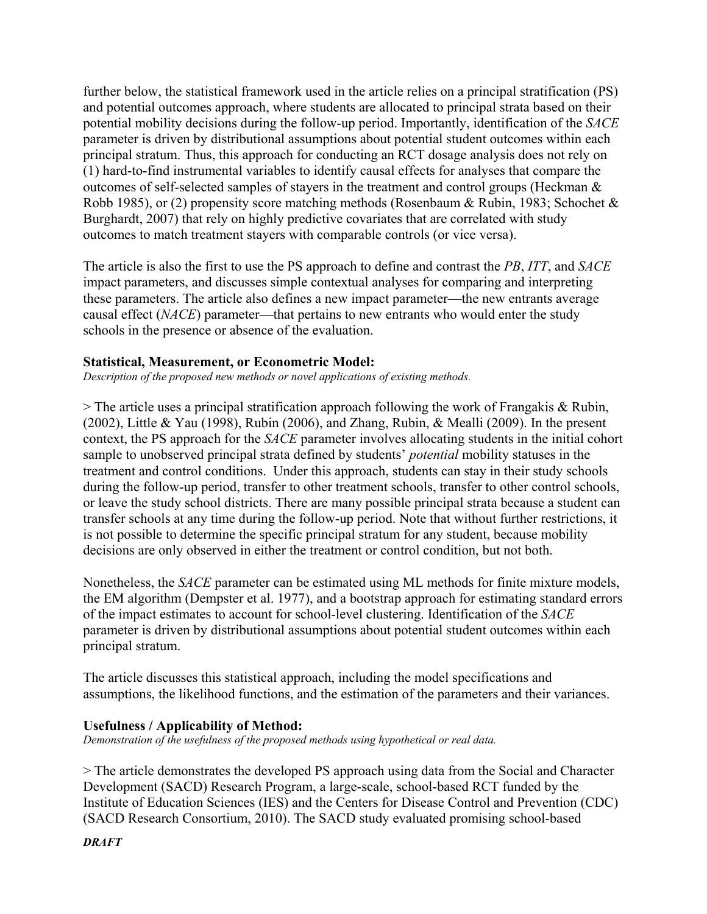further below, the statistical framework used in the article relies on a principal stratification (PS) and potential outcomes approach, where students are allocated to principal strata based on their potential mobility decisions during the follow-up period. Importantly, identification of the *SACE* parameter is driven by distributional assumptions about potential student outcomes within each principal stratum. Thus, this approach for conducting an RCT dosage analysis does not rely on (1) hard-to-find instrumental variables to identify causal effects for analyses that compare the outcomes of self-selected samples of stayers in the treatment and control groups (Heckman & Robb 1985), or (2) propensity score matching methods (Rosenbaum & Rubin, 1983; Schochet & Burghardt, 2007) that rely on highly predictive covariates that are correlated with study outcomes to match treatment stayers with comparable controls (or vice versa).

The article is also the first to use the PS approach to define and contrast the *PB*, *ITT*, and *SACE* impact parameters, and discusses simple contextual analyses for comparing and interpreting these parameters. The article also defines a new impact parameter—the new entrants average causal effect (*NACE*) parameter—that pertains to new entrants who would enter the study schools in the presence or absence of the evaluation.

**Statistical, Measurement, or Econometric Model:**
*Description of the proposed new methods or novel applications of existing methods.*

> The article uses a principal stratification approach following the work of Frangakis & Rubin, (2002), Little & Yau (1998), Rubin (2006), and Zhang, Rubin, & Mealli (2009). In the present context, the PS approach for the *SACE* parameter involves allocating students in the initial cohort sample to unobserved principal strata defined by students' *potential* mobility statuses in the treatment and control conditions. Under this approach, students can stay in their study schools during the follow-up period, transfer to other treatment schools, transfer to other control schools, or leave the study school districts. There are many possible principal strata because a student can transfer schools at any time during the follow-up period. Note that without further restrictions, it is not possible to determine the specific principal stratum for any student, because mobility decisions are only observed in either the treatment or control condition, but not both.

Nonetheless, the *SACE* parameter can be estimated using ML methods for finite mixture models, the EM algorithm (Dempster et al. 1977), and a bootstrap approach for estimating standard errors of the impact estimates to account for school-level clustering. Identification of the *SACE* parameter is driven by distributional assumptions about potential student outcomes within each principal stratum.

The article discusses this statistical approach, including the model specifications and assumptions, the likelihood functions, and the estimation of the parameters and their variances.

**Usefulness / Applicability of Method:**
*Demonstration of the usefulness of the proposed methods using hypothetical or real data.*

> The article demonstrates the developed PS approach using data from the Social and Character Development (SACD) Research Program, a large-scale, school-based RCT funded by the Institute of Education Sciences (IES) and the Centers for Disease Control and Prevention (CDC) (SACD Research Consortium, 2010). The SACD study evaluated promising school-based

***DRAFT***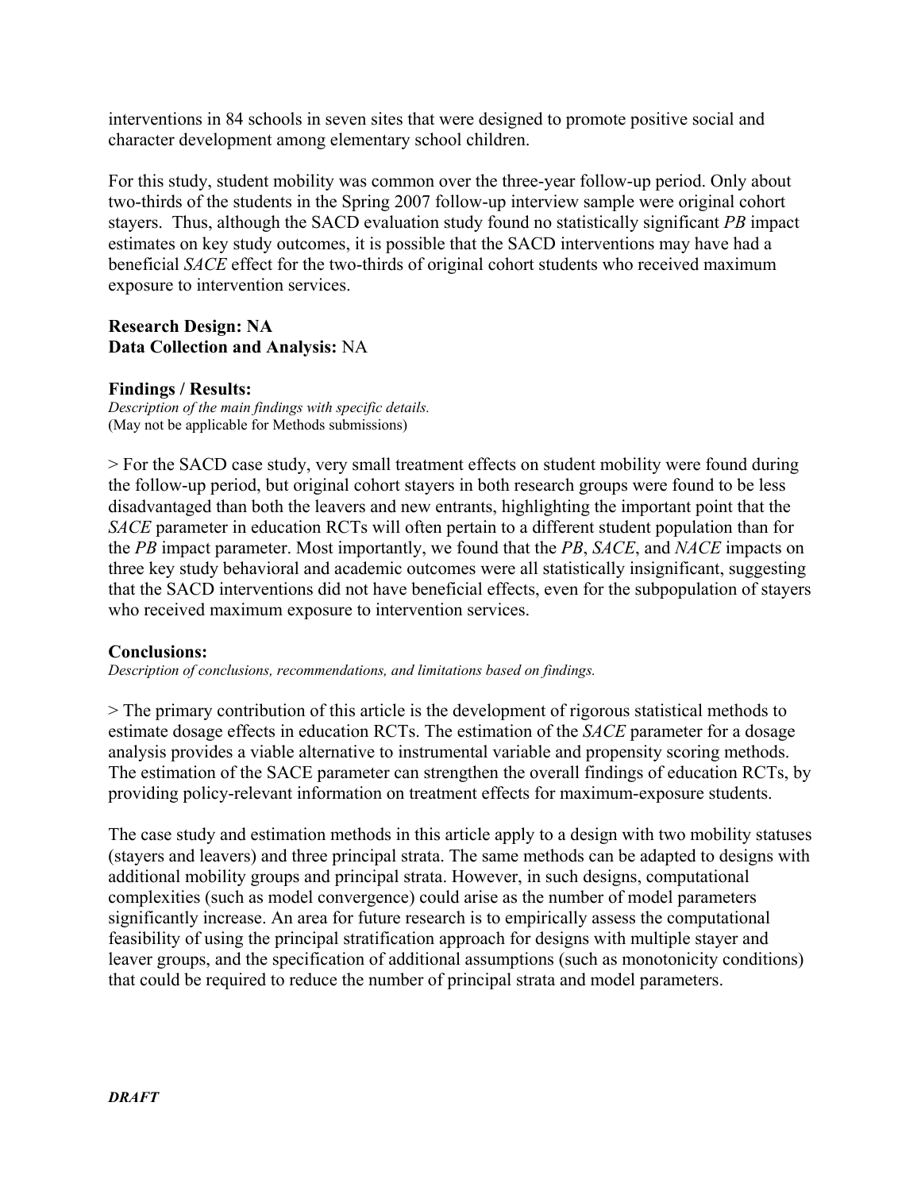interventions in 84 schools in seven sites that were designed to promote positive social and character development among elementary school children.

For this study, student mobility was common over the three-year follow-up period. Only about two-thirds of the students in the Spring 2007 follow-up interview sample were original cohort stayers. Thus, although the SACD evaluation study found no statistically significant *PB* impact estimates on key study outcomes, it is possible that the SACD interventions may have had a beneficial *SACE* effect for the two-thirds of original cohort students who received maximum exposure to intervention services.

**Research Design: NA**
**Data Collection and Analysis:** NA

**Findings / Results:**
*Description of the main findings with specific details.*
(May not be applicable for Methods submissions)

> For the SACD case study, very small treatment effects on student mobility were found during the follow-up period, but original cohort stayers in both research groups were found to be less disadvantaged than both the leavers and new entrants, highlighting the important point that the *SACE* parameter in education RCTs will often pertain to a different student population than for the *PB* impact parameter. Most importantly, we found that the *PB*, *SACE*, and *NACE* impacts on three key study behavioral and academic outcomes were all statistically insignificant, suggesting that the SACD interventions did not have beneficial effects, even for the subpopulation of stayers who received maximum exposure to intervention services.

**Conclusions:**
*Description of conclusions, recommendations, and limitations based on findings.*

> The primary contribution of this article is the development of rigorous statistical methods to estimate dosage effects in education RCTs. The estimation of the *SACE* parameter for a dosage analysis provides a viable alternative to instrumental variable and propensity scoring methods. The estimation of the SACE parameter can strengthen the overall findings of education RCTs, by providing policy-relevant information on treatment effects for maximum-exposure students.

The case study and estimation methods in this article apply to a design with two mobility statuses (stayers and leavers) and three principal strata. The same methods can be adapted to designs with additional mobility groups and principal strata. However, in such designs, computational complexities (such as model convergence) could arise as the number of model parameters significantly increase. An area for future research is to empirically assess the computational feasibility of using the principal stratification approach for designs with multiple stayer and leaver groups, and the specification of additional assumptions (such as monotonicity conditions) that could be required to reduce the number of principal strata and model parameters.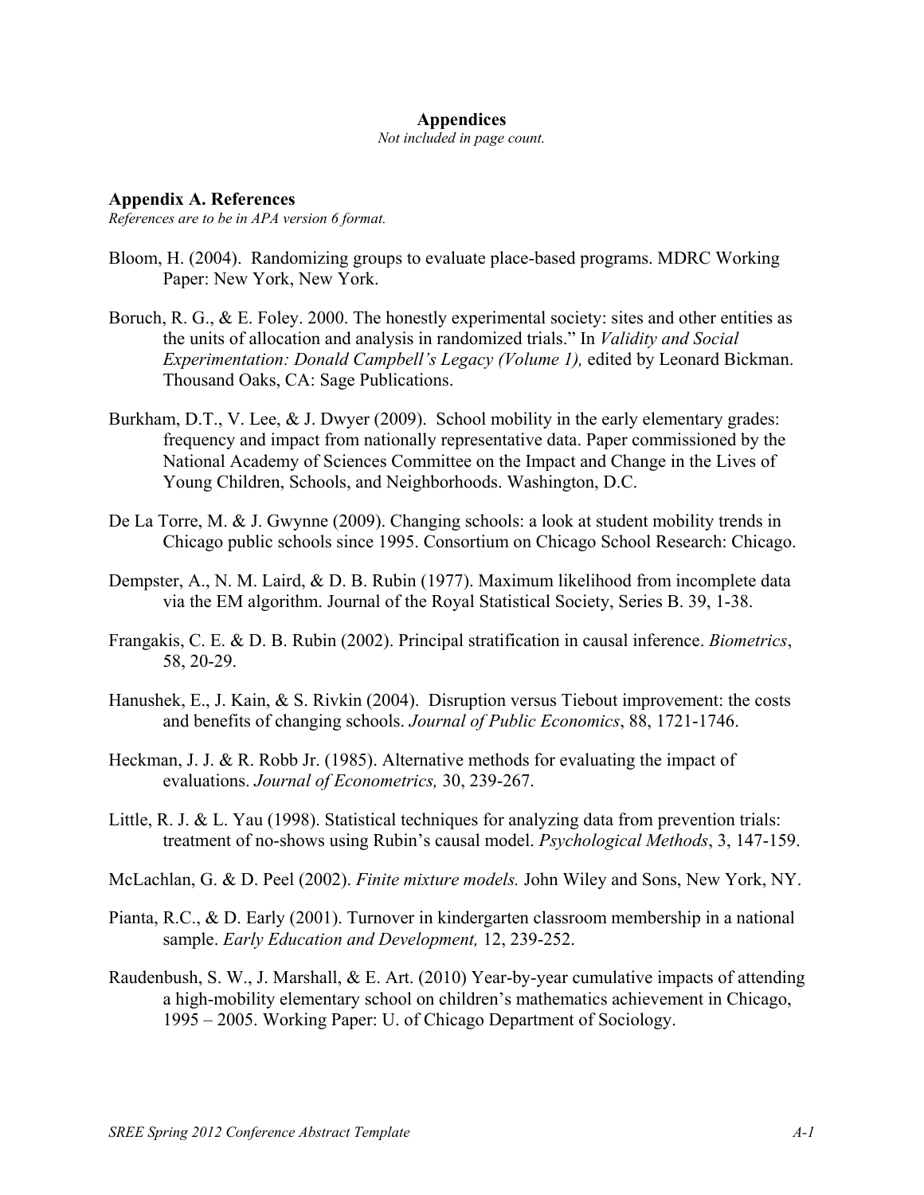# Appendices

*Not included in page count.*

## Appendix A. References

*References are to be in APA version 6 format.*

Bloom, H. (2004). Randomizing groups to evaluate place-based programs. MDRC Working Paper: New York, New York.

Boruch, R. G., & E. Foley. 2000. The honestly experimental society: sites and other entities as the units of allocation and analysis in randomized trials." In *Validity and Social Experimentation: Donald Campbell's Legacy (Volume 1),* edited by Leonard Bickman. Thousand Oaks, CA: Sage Publications.

Burkham, D.T., V. Lee, & J. Dwyer (2009). School mobility in the early elementary grades: frequency and impact from nationally representative data. Paper commissioned by the National Academy of Sciences Committee on the Impact and Change in the Lives of Young Children, Schools, and Neighborhoods. Washington, D.C.

De La Torre, M. & J. Gwynne (2009). Changing schools: a look at student mobility trends in Chicago public schools since 1995. Consortium on Chicago School Research: Chicago.

Dempster, A., N. M. Laird, & D. B. Rubin (1977). Maximum likelihood from incomplete data via the EM algorithm. Journal of the Royal Statistical Society, Series B. 39, 1-38.

Frangakis, C. E. & D. B. Rubin (2002). Principal stratification in causal inference. *Biometrics*, 58, 20-29.

Hanushek, E., J. Kain, & S. Rivkin (2004). Disruption versus Tiebout improvement: the costs and benefits of changing schools. *Journal of Public Economics*, 88, 1721-1746.

Heckman, J. J. & R. Robb Jr. (1985). Alternative methods for evaluating the impact of evaluations. *Journal of Econometrics,* 30, 239-267.

Little, R. J. & L. Yau (1998). Statistical techniques for analyzing data from prevention trials: treatment of no-shows using Rubin's causal model. *Psychological Methods*, 3, 147-159.

McLachlan, G. & D. Peel (2002). *Finite mixture models.* John Wiley and Sons, New York, NY.

Pianta, R.C., & D. Early (2001). Turnover in kindergarten classroom membership in a national sample. *Early Education and Development,* 12, 239-252.

Raudenbush, S. W., J. Marshall, & E. Art. (2010) Year-by-year cumulative impacts of attending a high-mobility elementary school on children's mathematics achievement in Chicago, 1995 – 2005. Working Paper: U. of Chicago Department of Sociology.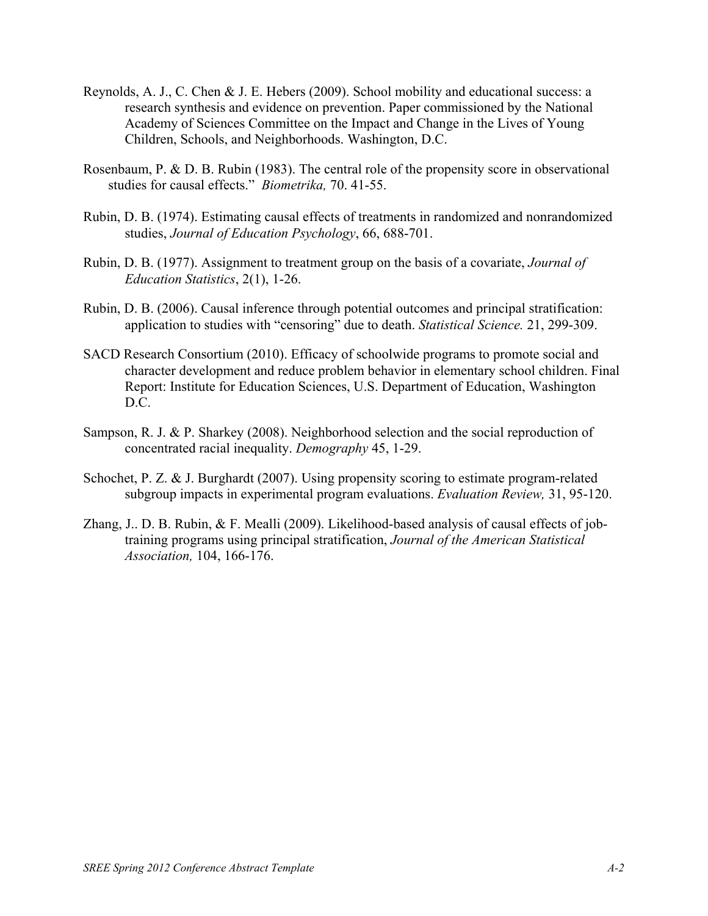Reynolds, A. J., C. Chen & J. E. Hebers (2009). School mobility and educational success: a research synthesis and evidence on prevention. Paper commissioned by the National Academy of Sciences Committee on the Impact and Change in the Lives of Young Children, Schools, and Neighborhoods. Washington, D.C.

Rosenbaum, P. & D. B. Rubin (1983). The central role of the propensity score in observational studies for causal effects." *Biometrika,* 70. 41-55.

Rubin, D. B. (1974). Estimating causal effects of treatments in randomized and nonrandomized studies, *Journal of Education Psychology*, 66, 688-701.

Rubin, D. B. (1977). Assignment to treatment group on the basis of a covariate, *Journal of Education Statistics*, 2(1), 1-26.

Rubin, D. B. (2006). Causal inference through potential outcomes and principal stratification: application to studies with "censoring" due to death. *Statistical Science.* 21, 299-309.

SACD Research Consortium (2010). Efficacy of schoolwide programs to promote social and character development and reduce problem behavior in elementary school children. Final Report: Institute for Education Sciences, U.S. Department of Education, Washington D.C.

Sampson, R. J. & P. Sharkey (2008). Neighborhood selection and the social reproduction of concentrated racial inequality. *Demography* 45, 1-29.

Schochet, P. Z. & J. Burghardt (2007). Using propensity scoring to estimate program-related subgroup impacts in experimental program evaluations. *Evaluation Review,* 31, 95-120.

Zhang, J.. D. B. Rubin, & F. Mealli (2009). Likelihood-based analysis of causal effects of job-training programs using principal stratification, *Journal of the American Statistical Association,* 104, 166-176.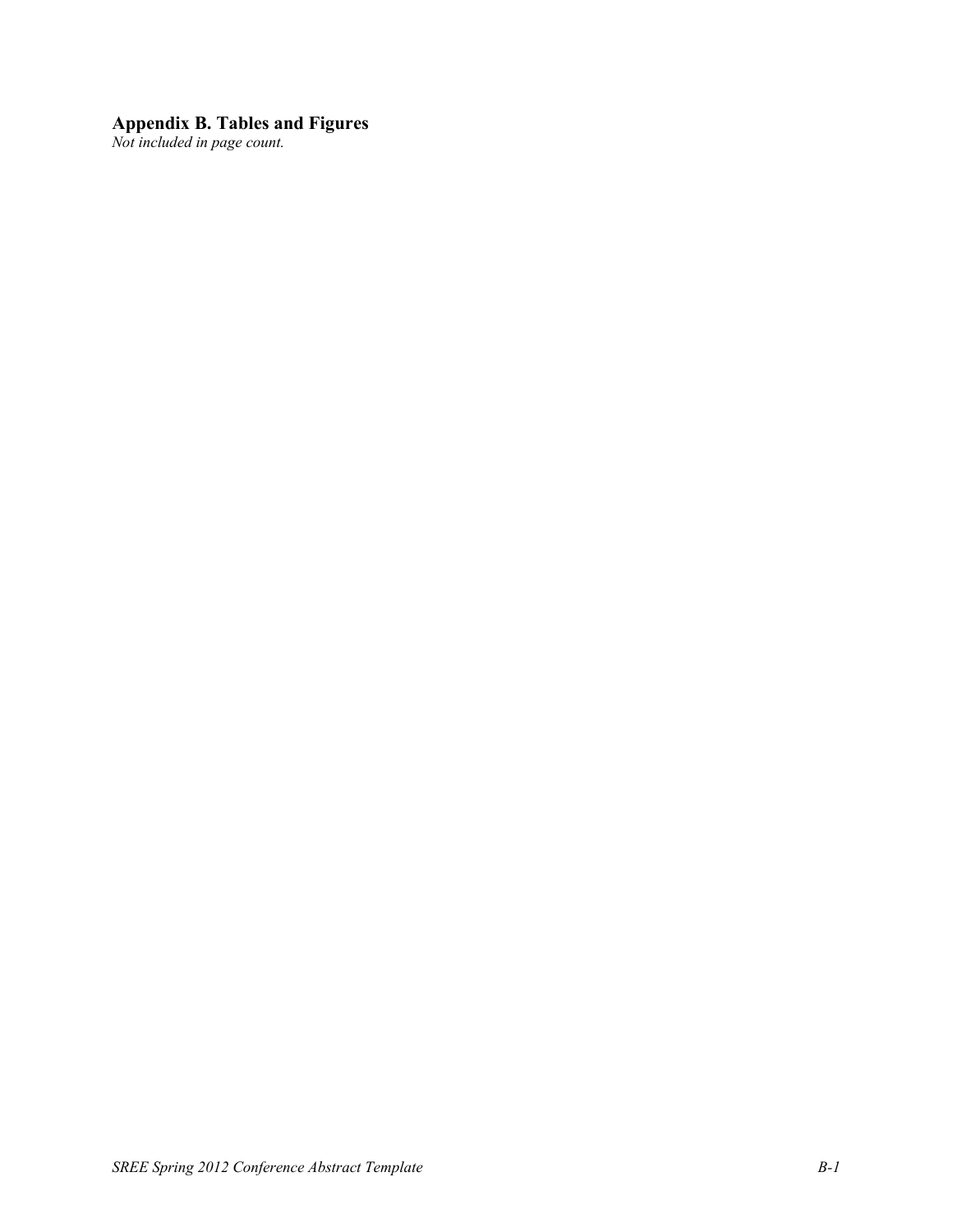## Appendix B. Tables and Figures

*Not included in page count.*